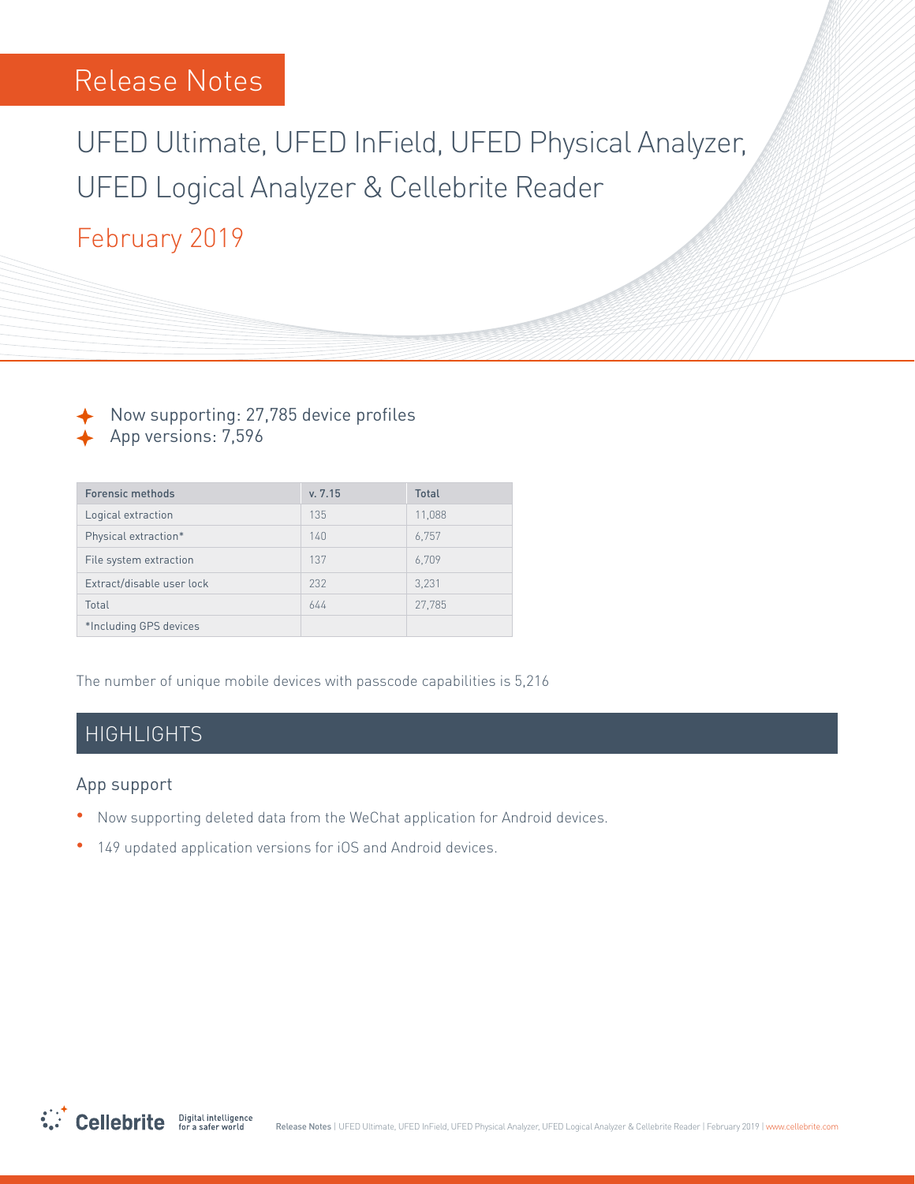# Release Notes

## UFED Ultimate, UFED InField, UFED Physical Analyzer, UFED Logical Analyzer & Cellebrite Reader

February 2019

- Now supporting: 27,785 device profiles
- App versions: 7,596

| Forensic methods | v. 7.15 | Total |
|---|---|---|
| Logical extraction | 135 | 11,088 |
| Physical extraction* | 140 | 6,757 |
| File system extraction | 137 | 6,709 |
| Extract/disable user lock | 232 | 3,231 |
| Total | 644 | 27,785 |
| *Including GPS devices | | |

The number of unique mobile devices with passcode capabilities is 5,216

## HIGHLIGHTS

### App support

- Now supporting deleted data from the WeChat application for Android devices.
- 149 updated application versions for iOS and Android devices.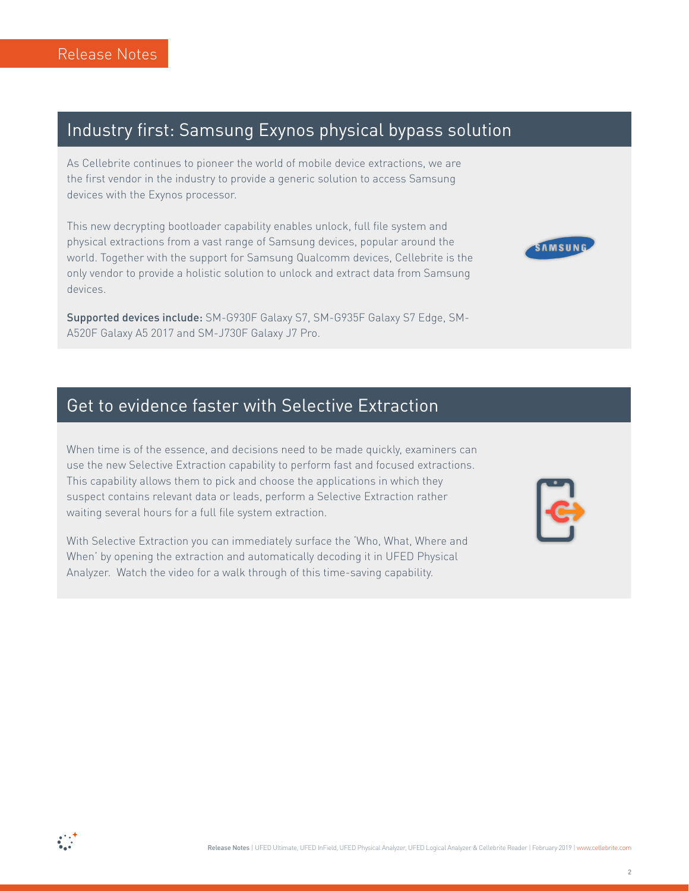## Industry first: Samsung Exynos physical bypass solution

As Cellebrite continues to pioneer the world of mobile device extractions, we are the first vendor in the industry to provide a generic solution to access Samsung devices with the Exynos processor.

This new decrypting bootloader capability enables unlock, full file system and physical extractions from a vast range of Samsung devices, popular around the world. Together with the support for Samsung Qualcomm devices, Cellebrite is the only vendor to provide a holistic solution to unlock and extract data from Samsung devices.

**Supported devices include:** SM-G930F Galaxy S7, SM-G935F Galaxy S7 Edge, SM-A520F Galaxy A5 2017 and SM-J730F Galaxy J7 Pro.

## Get to evidence faster with Selective Extraction

When time is of the essence, and decisions need to be made quickly, examiners can use the new Selective Extraction capability to perform fast and focused extractions. This capability allows them to pick and choose the applications in which they suspect contains relevant data or leads, perform a Selective Extraction rather waiting several hours for a full file system extraction.

With Selective Extraction you can immediately surface the 'Who, What, Where and When' by opening the extraction and automatically decoding it in UFED Physical Analyzer. Watch the video for a walk through of this time-saving capability.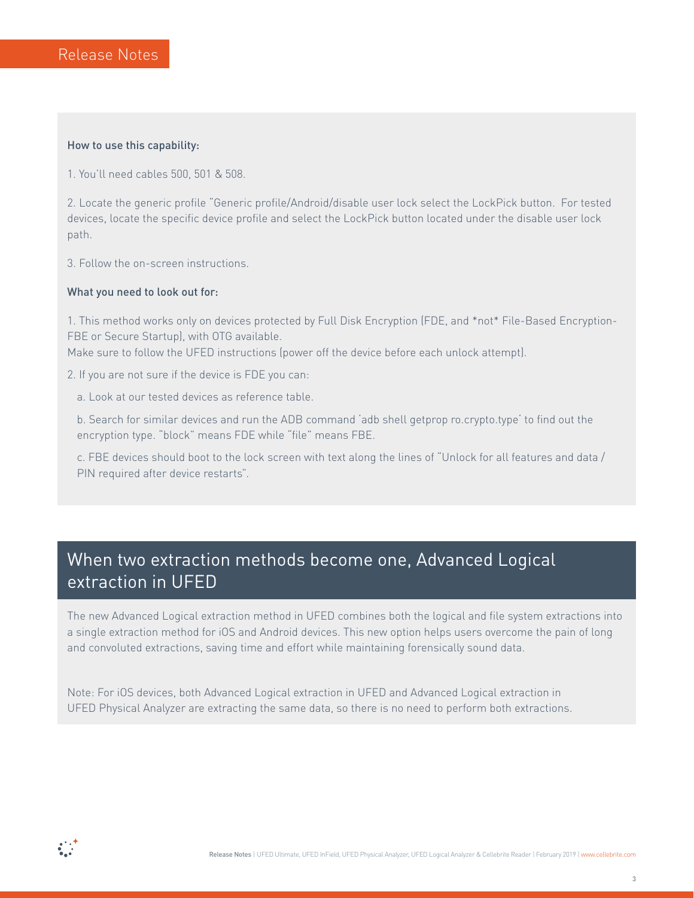**How to use this capability:**

1. You'll need cables 500, 501 & 508.

2. Locate the generic profile "Generic profile/Android/disable user lock select the LockPick button. For tested devices, locate the specific device profile and select the LockPick button located under the disable user lock path.

3. Follow the on-screen instructions.

**What you need to look out for:**

1. This method works only on devices protected by Full Disk Encryption (FDE, and *not* File-Based Encryption- FBE or Secure Startup), with OTG available.
Make sure to follow the UFED instructions (power off the device before each unlock attempt).

2. If you are not sure if the device is FDE you can:

   a. Look at our tested devices as reference table.

   b. Search for similar devices and run the ADB command 'adb shell getprop ro.crypto.type' to find out the encryption type. "block" means FDE while "file" means FBE.

   c. FBE devices should boot to the lock screen with text along the lines of "Unlock for all features and data / PIN required after device restarts".

## When two extraction methods become one, Advanced Logical extraction in UFED

The new Advanced Logical extraction method in UFED combines both the logical and file system extractions into a single extraction method for iOS and Android devices. This new option helps users overcome the pain of long and convoluted extractions, saving time and effort while maintaining forensically sound data.

Note: For iOS devices, both Advanced Logical extraction in UFED and Advanced Logical extraction in UFED Physical Analyzer are extracting the same data, so there is no need to perform both extractions.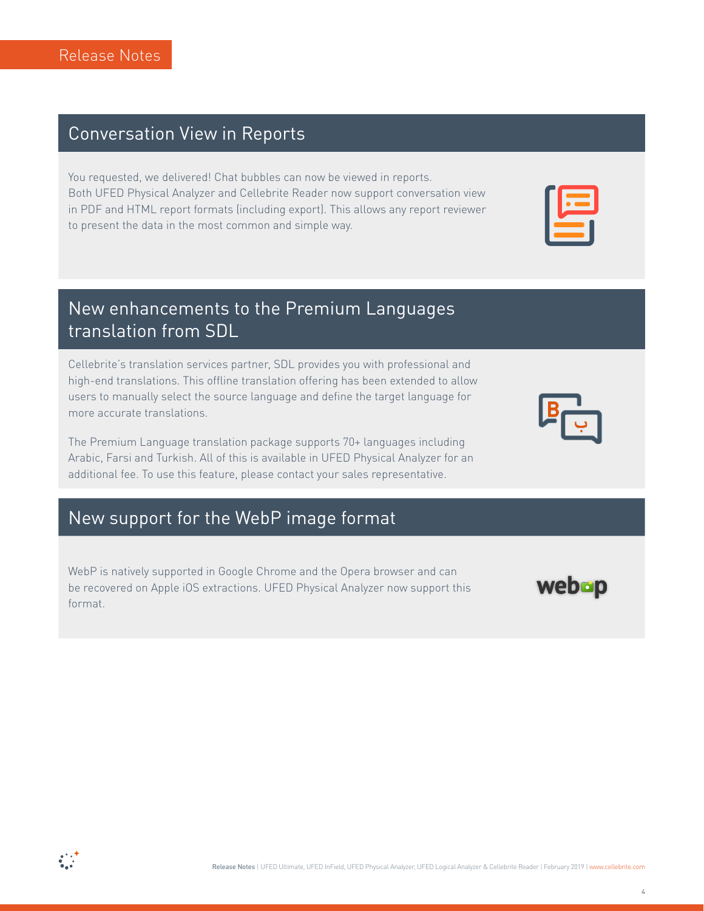## Conversation View in Reports

You requested, we delivered! Chat bubbles can now be viewed in reports. Both UFED Physical Analyzer and Cellebrite Reader now support conversation view in PDF and HTML report formats (including export). This allows any report reviewer to present the data in the most common and simple way.

## New enhancements to the Premium Languages translation from SDL

Cellebrite's translation services partner, SDL provides you with professional and high-end translations. This offline translation offering has been extended to allow users to manually select the source language and define the target language for more accurate translations.

The Premium Language translation package supports 70+ languages including Arabic, Farsi and Turkish. All of this is available in UFED Physical Analyzer for an additional fee. To use this feature, please contact your sales representative.

## New support for the WebP image format

WebP is natively supported in Google Chrome and the Opera browser and can be recovered on Apple iOS extractions. UFED Physical Analyzer now support this format.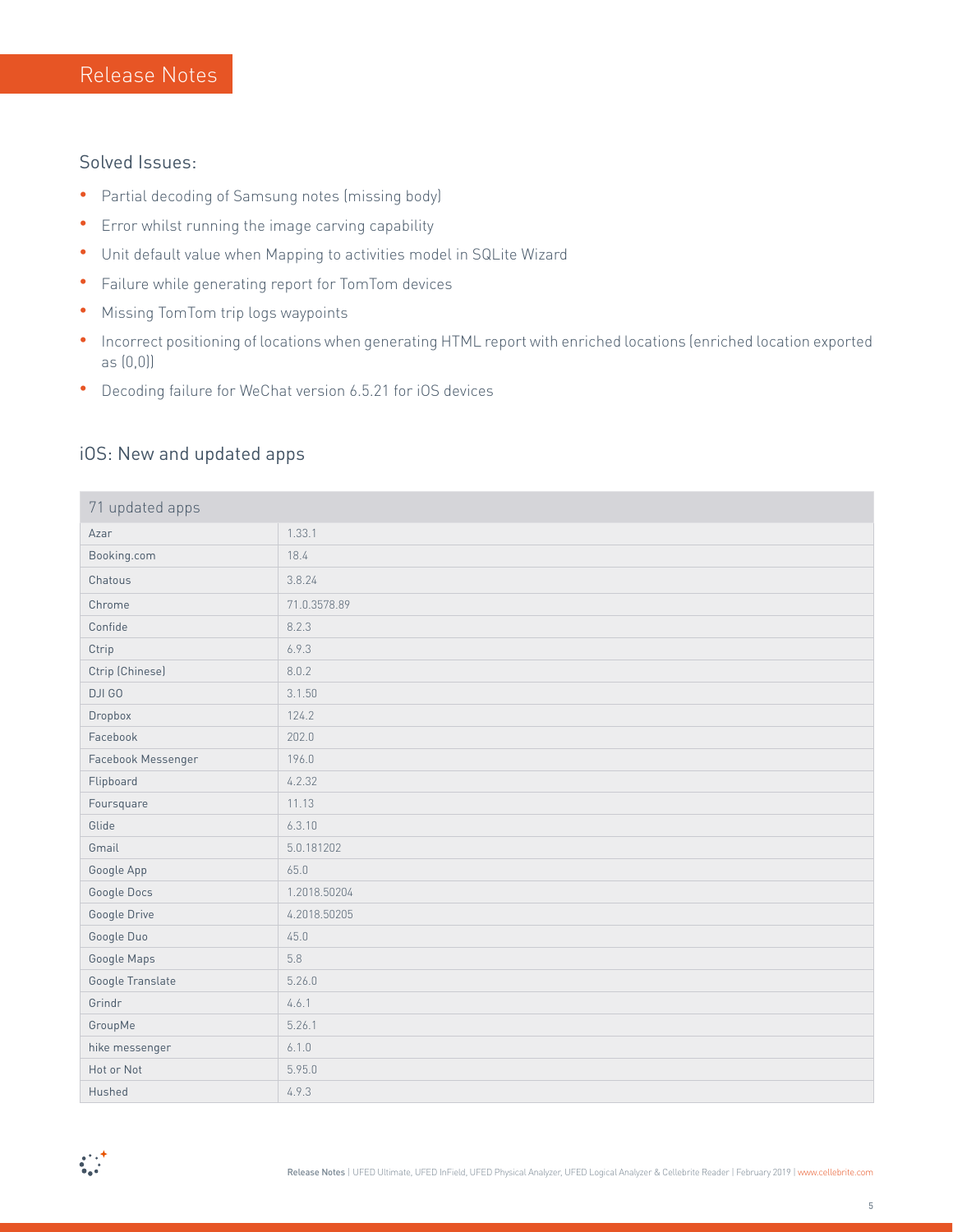## Solved Issues:

- Partial decoding of Samsung notes (missing body)
- Error whilst running the image carving capability
- Unit default value when Mapping to activities model in SQLite Wizard
- Failure while generating report for TomTom devices
- Missing TomTom trip logs waypoints
- Incorrect positioning of locations when generating HTML report with enriched locations (enriched location exported as (0,0))
- Decoding failure for WeChat version 6.5.21 for iOS devices

## iOS: New and updated apps

| 71 updated apps | |
|---|---|
| Azar | 1.33.1 |
| Booking.com | 18.4 |
| Chatous | 3.8.24 |
| Chrome | 71.0.3578.89 |
| Confide | 8.2.3 |
| Ctrip | 6.9.3 |
| Ctrip (Chinese) | 8.0.2 |
| DJI GO | 3.1.50 |
| Dropbox | 124.2 |
| Facebook | 202.0 |
| Facebook Messenger | 196.0 |
| Flipboard | 4.2.32 |
| Foursquare | 11.13 |
| Glide | 6.3.10 |
| Gmail | 5.0.181202 |
| Google App | 65.0 |
| Google Docs | 1.2018.50204 |
| Google Drive | 4.2018.50205 |
| Google Duo | 45.0 |
| Google Maps | 5.8 |
| Google Translate | 5.26.0 |
| Grindr | 4.6.1 |
| GroupMe | 5.26.1 |
| hike messenger | 6.1.0 |
| Hot or Not | 5.95.0 |
| Hushed | 4.9.3 |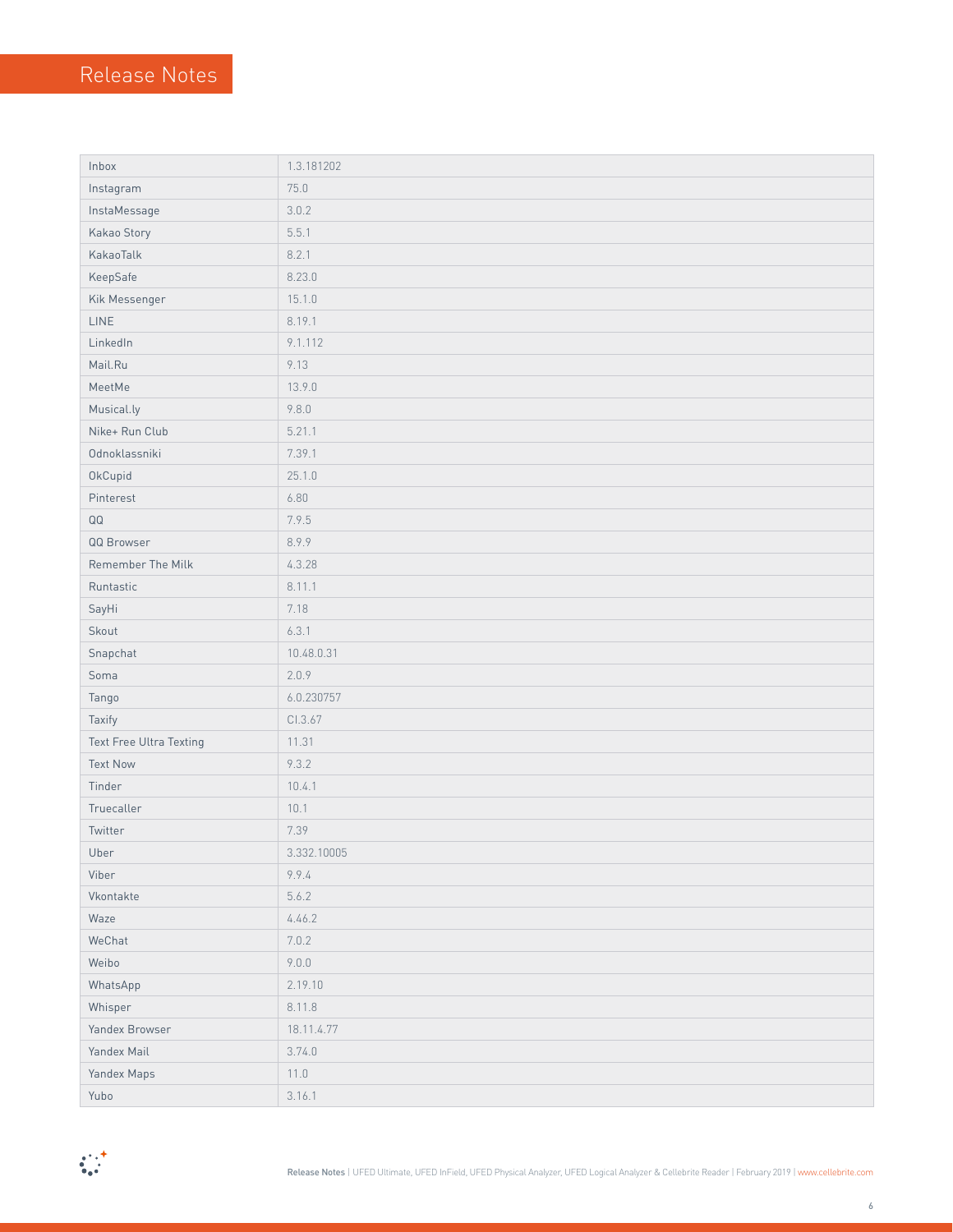| | |
|---|---|
| Inbox | 1.3.181202 |
| Instagram | 75.0 |
| InstaMessage | 3.0.2 |
| Kakao Story | 5.5.1 |
| KakaoTalk | 8.2.1 |
| KeepSafe | 8.23.0 |
| Kik Messenger | 15.1.0 |
| LINE | 8.19.1 |
| LinkedIn | 9.1.112 |
| Mail.Ru | 9.13 |
| MeetMe | 13.9.0 |
| Musical.ly | 9.8.0 |
| Nike+ Run Club | 5.21.1 |
| Odnoklassniki | 7.39.1 |
| OkCupid | 25.1.0 |
| Pinterest | 6.80 |
| QQ | 7.9.5 |
| QQ Browser | 8.9.9 |
| Remember The Milk | 4.3.28 |
| Runtastic | 8.11.1 |
| SayHi | 7.18 |
| Skout | 6.3.1 |
| Snapchat | 10.48.0.31 |
| Soma | 2.0.9 |
| Tango | 6.0.230757 |
| Taxify | CI.3.67 |
| Text Free Ultra Texting | 11.31 |
| Text Now | 9.3.2 |
| Tinder | 10.4.1 |
| Truecaller | 10.1 |
| Twitter | 7.39 |
| Uber | 3.332.10005 |
| Viber | 9.9.4 |
| Vkontakte | 5.6.2 |
| Waze | 4.46.2 |
| WeChat | 7.0.2 |
| Weibo | 9.0.0 |
| WhatsApp | 2.19.10 |
| Whisper | 8.11.8 |
| Yandex Browser | 18.11.4.77 |
| Yandex Mail | 3.74.0 |
| Yandex Maps | 11.0 |
| Yubo | 3.16.1 |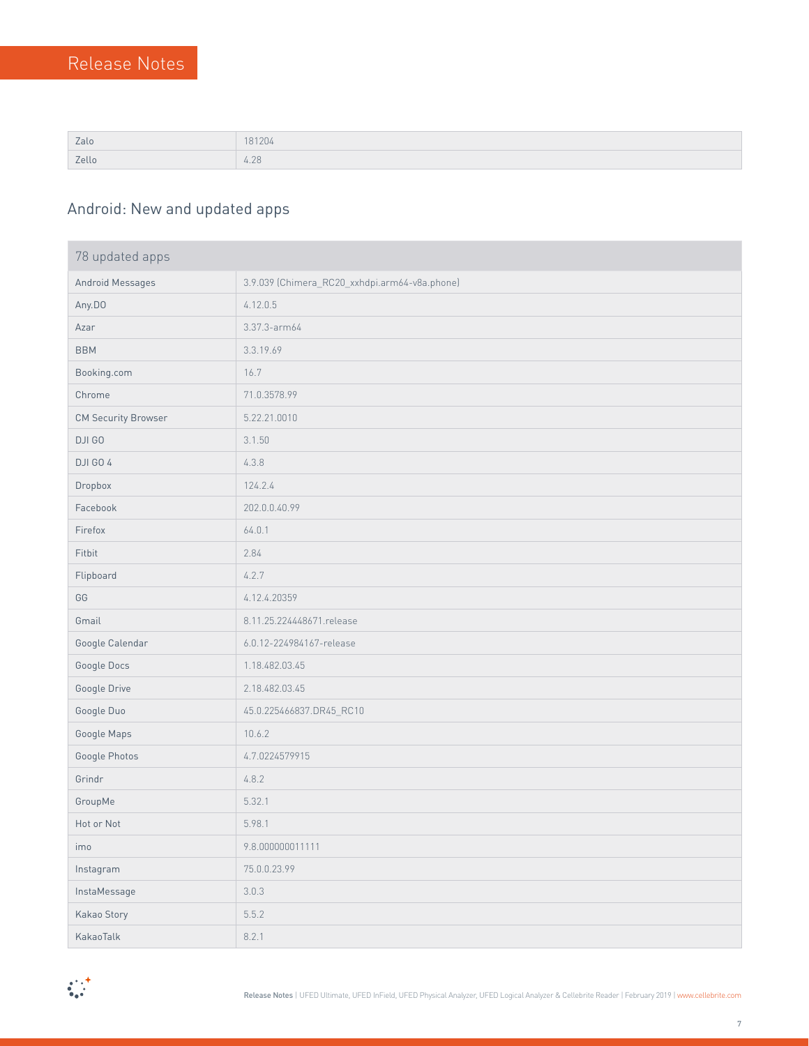| Zalo | 181204 |
| --- | --- |
| Zello | 4.28 |

## Android: New and updated apps

| 78 updated apps | |
| --- | --- |
| Android Messages | 3.9.039 (Chimera_RC20_xxhdpi.arm64-v8a.phone) |
| Any.DO | 4.12.0.5 |
| Azar | 3.37.3-arm64 |
| BBM | 3.3.19.69 |
| Booking.com | 16.7 |
| Chrome | 71.0.3578.99 |
| CM Security Browser | 5.22.21.0010 |
| DJI GO | 3.1.50 |
| DJI GO 4 | 4.3.8 |
| Dropbox | 124.2.4 |
| Facebook | 202.0.0.40.99 |
| Firefox | 64.0.1 |
| Fitbit | 2.84 |
| Flipboard | 4.2.7 |
| GG | 4.12.4.20359 |
| Gmail | 8.11.25.224448671.release |
| Google Calendar | 6.0.12-224984167-release |
| Google Docs | 1.18.482.03.45 |
| Google Drive | 2.18.482.03.45 |
| Google Duo | 45.0.225466837.DR45_RC10 |
| Google Maps | 10.6.2 |
| Google Photos | 4.7.0224579915 |
| Grindr | 4.8.2 |
| GroupMe | 5.32.1 |
| Hot or Not | 5.98.1 |
| imo | 9.8.000000011111 |
| Instagram | 75.0.0.23.99 |
| InstaMessage | 3.0.3 |
| Kakao Story | 5.5.2 |
| KakaoTalk | 8.2.1 |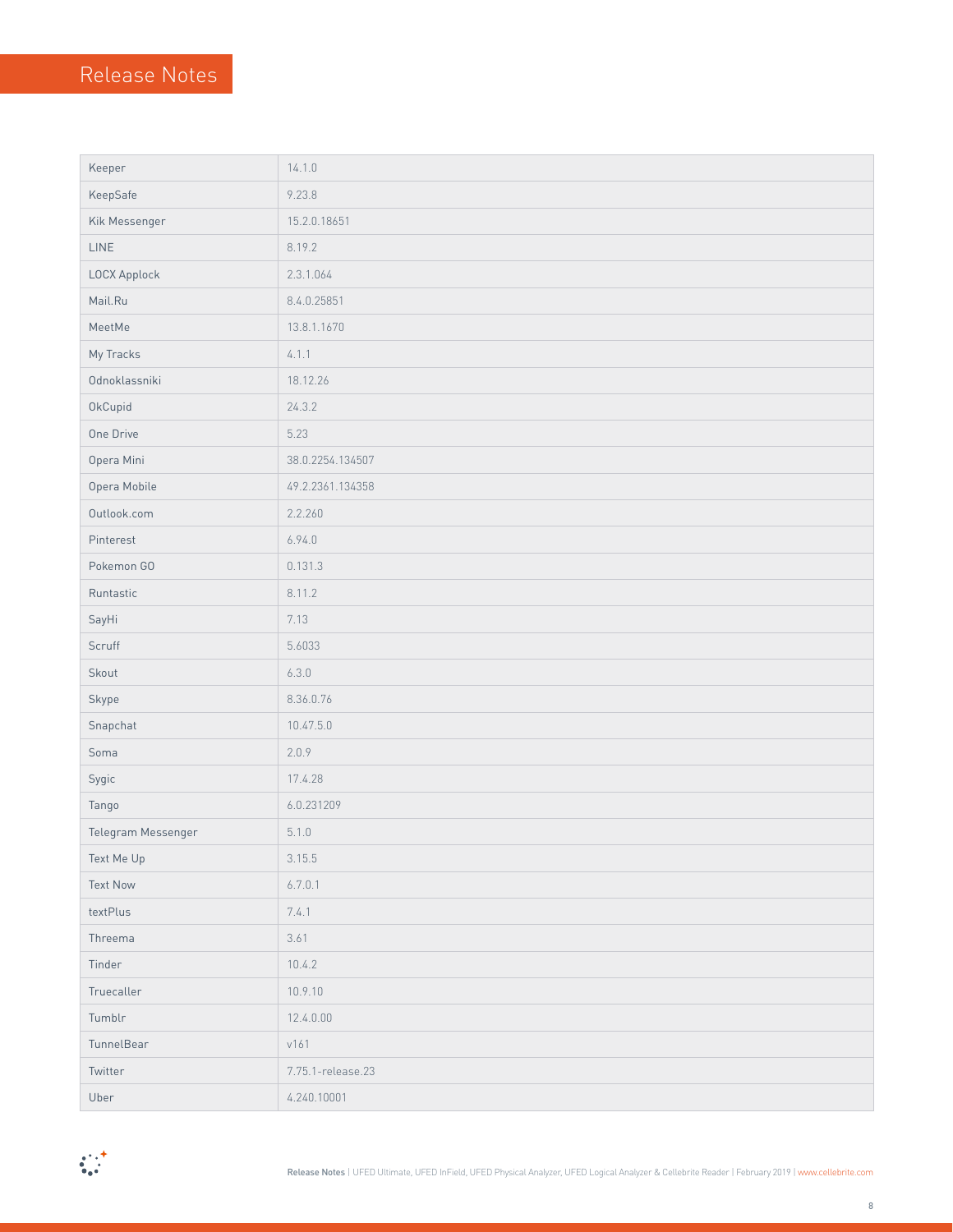| Keeper | 14.1.0 |
|---|---|
| KeepSafe | 9.23.8 |
| Kik Messenger | 15.2.0.18651 |
| LINE | 8.19.2 |
| LOCX Applock | 2.3.1.064 |
| Mail.Ru | 8.4.0.25851 |
| MeetMe | 13.8.1.1670 |
| My Tracks | 4.1.1 |
| Odnoklassniki | 18.12.26 |
| OkCupid | 24.3.2 |
| One Drive | 5.23 |
| Opera Mini | 38.0.2254.134507 |
| Opera Mobile | 49.2.2361.134358 |
| Outlook.com | 2.2.260 |
| Pinterest | 6.94.0 |
| Pokemon GO | 0.131.3 |
| Runtastic | 8.11.2 |
| SayHi | 7.13 |
| Scruff | 5.6033 |
| Skout | 6.3.0 |
| Skype | 8.36.0.76 |
| Snapchat | 10.47.5.0 |
| Soma | 2.0.9 |
| Sygic | 17.4.28 |
| Tango | 6.0.231209 |
| Telegram Messenger | 5.1.0 |
| Text Me Up | 3.15.5 |
| Text Now | 6.7.0.1 |
| textPlus | 7.4.1 |
| Threema | 3.61 |
| Tinder | 10.4.2 |
| Truecaller | 10.9.10 |
| Tumblr | 12.4.0.00 |
| TunnelBear | v161 |
| Twitter | 7.75.1-release.23 |
| Uber | 4.240.10001 |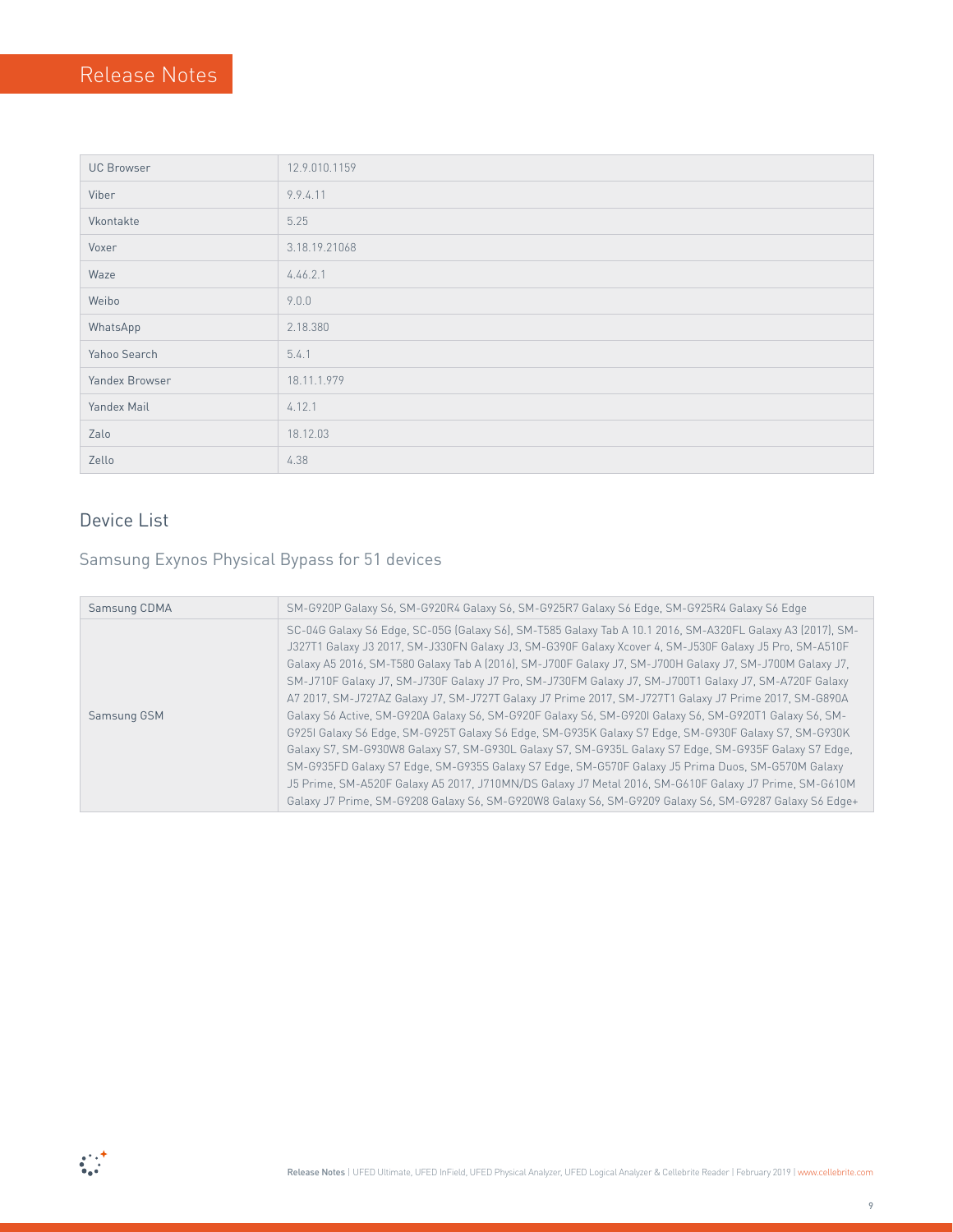| UC Browser | 12.9.010.1159 |
|---|---|
| Viber | 9.9.4.11 |
| Vkontakte | 5.25 |
| Voxer | 3.18.19.21068 |
| Waze | 4.46.2.1 |
| Weibo | 9.0.0 |
| WhatsApp | 2.18.380 |
| Yahoo Search | 5.4.1 |
| Yandex Browser | 18.11.1.979 |
| Yandex Mail | 4.12.1 |
| Zalo | 18.12.03 |
| Zello | 4.38 |

## Device List

### Samsung Exynos Physical Bypass for 51 devices

| Samsung CDMA | SM-G920P Galaxy S6, SM-G920R4 Galaxy S6, SM-G925R7 Galaxy S6 Edge, SM-G925R4 Galaxy S6 Edge |
|---|---|
| Samsung GSM | SC-04G Galaxy S6 Edge, SC-05G (Galaxy S6), SM-T585 Galaxy Tab A 10.1 2016, SM-A320FL Galaxy A3 (2017), SM-J327T1 Galaxy J3 2017, SM-J330FN Galaxy J3, SM-G390F Galaxy Xcover 4, SM-J530F Galaxy J5 Pro, SM-A510F Galaxy A5 2016, SM-T580 Galaxy Tab A (2016), SM-J700F Galaxy J7, SM-J700H Galaxy J7, SM-J700M Galaxy J7, SM-J710F Galaxy J7, SM-J730F Galaxy J7 Pro, SM-J730FM Galaxy J7, SM-J700T1 Galaxy J7, SM-A720F Galaxy A7 2017, SM-J727AZ Galaxy J7, SM-J727T Galaxy J7 Prime 2017, SM-J727T1 Galaxy J7 Prime 2017, SM-G890A Galaxy S6 Active, SM-G920A Galaxy S6, SM-G920F Galaxy S6, SM-G920I Galaxy S6, SM-G920T1 Galaxy S6, SM-G925I Galaxy S6 Edge, SM-G925T Galaxy S6 Edge, SM-G935K Galaxy S7 Edge, SM-G930F Galaxy S7, SM-G930K Galaxy S7, SM-G930W8 Galaxy S7, SM-G930L Galaxy S7, SM-G935L Galaxy S7 Edge, SM-G935F Galaxy S7 Edge, SM-G935FD Galaxy S7 Edge, SM-G935S Galaxy S7 Edge, SM-G570F Galaxy J5 Prima Duos, SM-G570M Galaxy J5 Prime, SM-A520F Galaxy A5 2017, J710MN/DS Galaxy J7 Metal 2016, SM-G610F Galaxy J7 Prime, SM-G610M Galaxy J7 Prime, SM-G9208 Galaxy S6, SM-G920W8 Galaxy S6, SM-G9209 Galaxy S6, SM-G9287 Galaxy S6 Edge+ |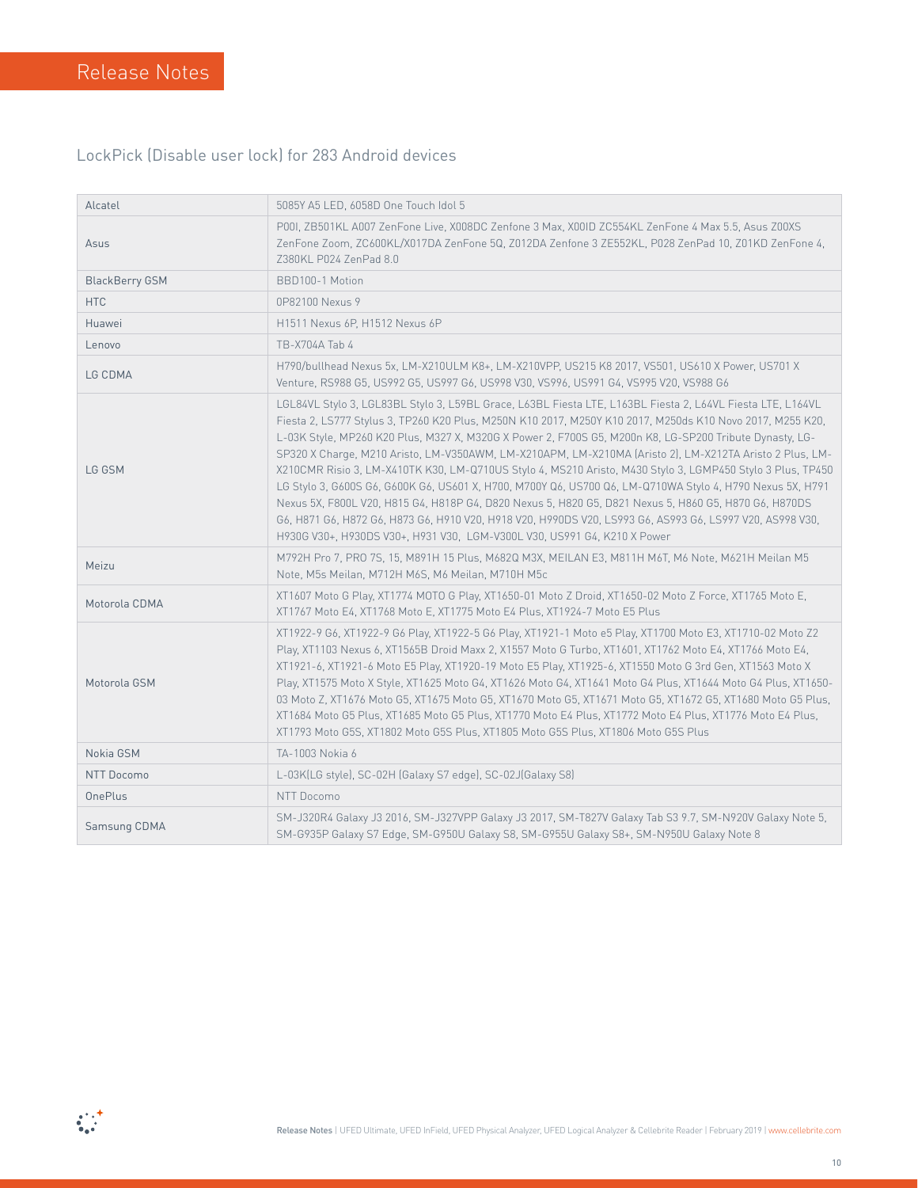# Release Notes

## LockPick (Disable user lock) for 283 Android devices

| | |
|---|---|
| Alcatel | 5085Y A5 LED, 6058D One Touch Idol 5 |
| Asus | P00I, ZB501KL A007 ZenFone Live, X008DC Zenfone 3 Max, X00ID ZC554KL ZenFone 4 Max 5.5, Asus Z00XS ZenFone Zoom, ZC600KL/X017DA ZenFone 5Q, Z012DA Zenfone 3 ZE552KL, P028 ZenPad 10, Z01KD ZenFone 4, Z380KL P024 ZenPad 8.0 |
| BlackBerry GSM | BBD100-1 Motion |
| HTC | 0P82100 Nexus 9 |
| Huawei | H1511 Nexus 6P, H1512 Nexus 6P |
| Lenovo | TB-X704A Tab 4 |
| LG CDMA | H790/bullhead Nexus 5x, LM-X210ULM K8+, LM-X210VPP, US215 K8 2017, VS501, US610 X Power, US701 X Venture, RS988 G5, US992 G5, US997 G6, US998 V30, VS996, US991 G4, VS995 V20, VS988 G6 |
| LG GSM | LGL84VL Stylo 3, LGL83BL Stylo 3, L59BL Grace, L63BL Fiesta LTE, L163BL Fiesta 2, L64VL Fiesta LTE, L164VL Fiesta 2, LS777 Stylus 3, TP260 K20 Plus, M250N K10 2017, M250Y K10 2017, M250ds K10 Novo 2017, M255 K20, L-03K Style, MP260 K20 Plus, M327 X, M320G X Power 2, F700S G5, M200n K8, LG-SP200 Tribute Dynasty, LG-SP320 X Charge, M210 Aristo, LM-V350AWM, LM-X210APM, LM-X210MA (Aristo 2), LM-X212TA Aristo 2 Plus, LM-X210CMR Risio 3, LM-X410TK K30, LM-Q710US Stylo 4, MS210 Aristo, M430 Stylo 3, LGMP450 Stylo 3 Plus, TP450 LG Stylo 3, G600S G6, G600K G6, US601 X, H700, M700Y Q6, US700 Q6, LM-Q710WA Stylo 4, H790 Nexus 5X, H791 Nexus 5X, F800L V20, H815 G4, H818P G4, D820 Nexus 5, H820 G5, D821 Nexus 5, H860 G5, H870 G6, H870DS G6, H871 G6, H872 G6, H873 G6, H910 V20, H918 V20, H990DS V20, LS993 G6, AS993 G6, LS997 V20, AS998 V30, H930G V30+, H930DS V30+, H931 V30, LGM-V300L V30, US991 G4, K210 X Power |
| Meizu | M792H Pro 7, PRO 7S, 15, M891H 15 Plus, M682Q M3X, MEILAN E3, M811H M6T, M6 Note, M621H Meilan M5 Note, M5s Meilan, M712H M6S, M6 Meilan, M710H M5c |
| Motorola CDMA | XT1607 Moto G Play, XT1774 MOTO G Play, XT1650-01 Moto Z Droid, XT1650-02 Moto Z Force, XT1765 Moto E, XT1767 Moto E4, XT1768 Moto E, XT1775 Moto E4 Plus, XT1924-7 Moto E5 Plus |
| Motorola GSM | XT1922-9 G6, XT1922-9 G6 Play, XT1922-5 G6 Play, XT1921-1 Moto e5 Play, XT1700 Moto E3, XT1710-02 Moto Z2 Play, XT1103 Nexus 6, XT1565B Droid Maxx 2, X1557 Moto G Turbo, XT1601, XT1762 Moto E4, XT1766 Moto E4, XT1921-6, XT1921-6 Moto E5 Play, XT1920-19 Moto E5 Play, XT1925-6, XT1550 Moto G 3rd Gen, XT1563 Moto X Play, XT1575 Moto X Style, XT1625 Moto G4, XT1626 Moto G4, XT1641 Moto G4 Plus, XT1644 Moto G4 Plus, XT1650-03 Moto Z, XT1676 Moto G5, XT1675 Moto G5, XT1670 Moto G5, XT1671 Moto G5, XT1672 G5, XT1680 Moto G5 Plus, XT1684 Moto G5 Plus, XT1685 Moto G5 Plus, XT1770 Moto E4 Plus, XT1772 Moto E4 Plus, XT1776 Moto E4 Plus, XT1793 Moto G5S, XT1802 Moto G5S Plus, XT1805 Moto G5S Plus, XT1806 Moto G5S Plus |
| Nokia GSM | TA-1003 Nokia 6 |
| NTT Docomo | L-03K(LG style), SC-02H (Galaxy S7 edge), SC-02J(Galaxy S8) |
| OnePlus | NTT Docomo |
| Samsung CDMA | SM-J320R4 Galaxy J3 2016, SM-J327VPP Galaxy J3 2017, SM-T827V Galaxy Tab S3 9.7, SM-N920V Galaxy Note 5, SM-G935P Galaxy S7 Edge, SM-G950U Galaxy S8, SM-G955U Galaxy S8+, SM-N950U Galaxy Note 8 |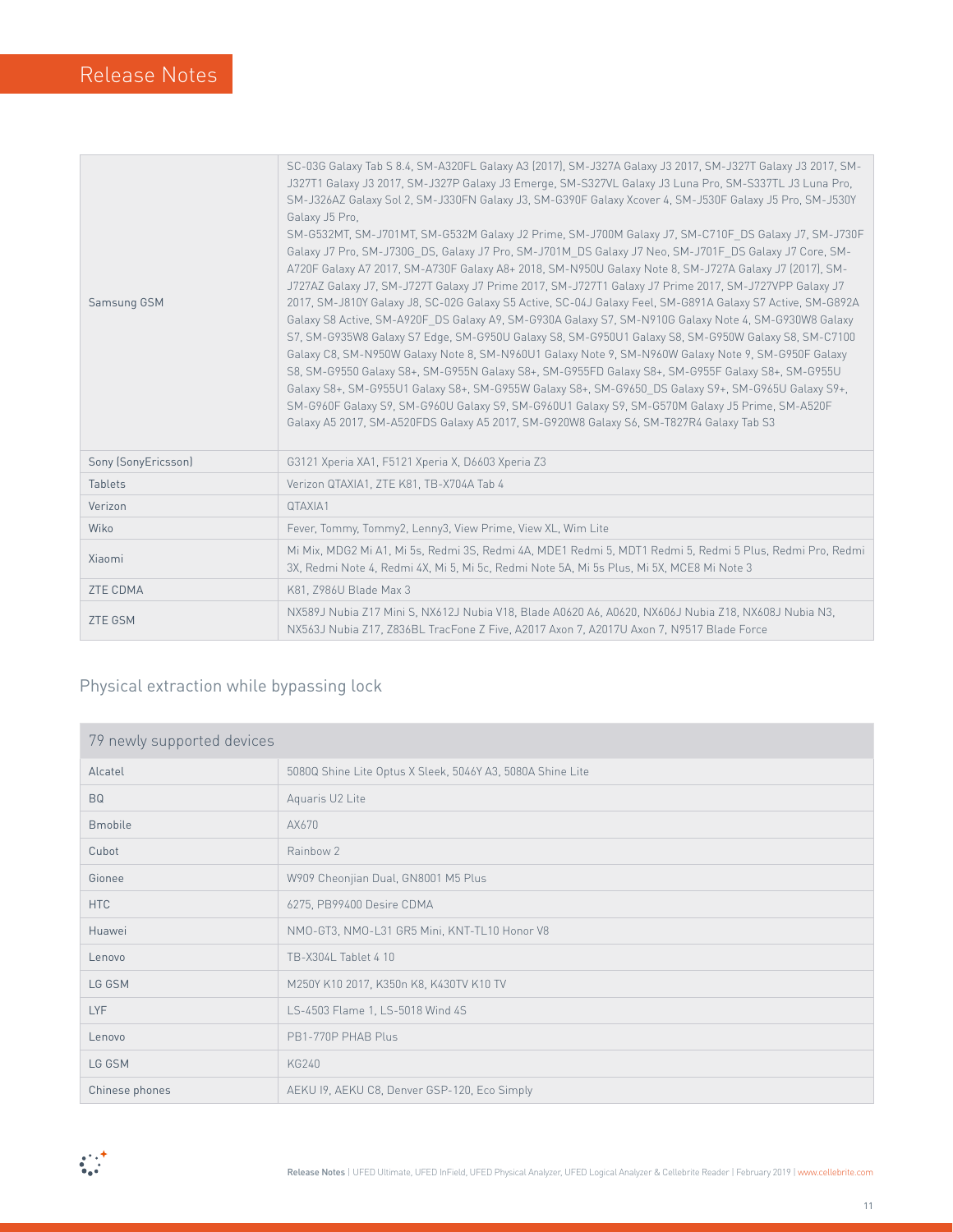| Samsung GSM | SC-03G Galaxy Tab S 8.4, SM-A320FL Galaxy A3 (2017), SM-J327A Galaxy J3 2017, SM-J327T Galaxy J3 2017, SM-J327T1 Galaxy J3 2017, SM-J327P Galaxy J3 Emerge, SM-S327VL Galaxy J3 Luna Pro, SM-S337TL J3 Luna Pro, SM-J326AZ Galaxy Sol 2, SM-J330FN Galaxy J3, SM-G390F Galaxy Xcover 4, SM-J530F Galaxy J5 Pro, SM-J530Y Galaxy J5 Pro, SM-G532MT, SM-J701MT, SM-G532M Galaxy J2 Prime, SM-J700M Galaxy J7, SM-C710F_DS Galaxy J7, SM-J730F Galaxy J7 Pro, SM-J730G_DS, Galaxy J7 Pro, SM-J701M_DS Galaxy J7 Neo, SM-J701F_DS Galaxy J7 Core, SM-A720F Galaxy A7 2017, SM-A730F Galaxy A8+ 2018, SM-N950U Galaxy Note 8, SM-J727A Galaxy J7 (2017), SM-J727AZ Galaxy J7, SM-J727T Galaxy J7 Prime 2017, SM-J727T1 Galaxy J7 Prime 2017, SM-J727VPP Galaxy J7 2017, SM-J810Y Galaxy J8, SC-02G Galaxy S5 Active, SC-04J Galaxy Feel, SM-G891A Galaxy S7 Active, SM-G892A Galaxy S8 Active, SM-A920F_DS Galaxy A9, SM-G930A Galaxy S7, SM-N910G Galaxy Note 4, SM-G930W8 Galaxy S7, SM-G935W8 Galaxy S7 Edge, SM-G950U Galaxy S8, SM-G950U1 Galaxy S8, SM-G950W Galaxy S8, SM-C7100 Galaxy C8, SM-N950W Galaxy Note 8, SM-N960U1 Galaxy Note 9, SM-N960W Galaxy Note 9, SM-G950F Galaxy S8, SM-G9550 Galaxy S8+, SM-G955N Galaxy S8+, SM-G955FD Galaxy S8+, SM-G955F Galaxy S8+, SM-G955U Galaxy S8+, SM-G955U1 Galaxy S8+, SM-G955W Galaxy S8+, SM-G9650_DS Galaxy S9+, SM-G965U Galaxy S9+, SM-G960F Galaxy S9, SM-G960U Galaxy S9, SM-G960U1 Galaxy S9, SM-G570M Galaxy J5 Prime, SM-A520F Galaxy A5 2017, SM-A520FDS Galaxy A5 2017, SM-G920W8 Galaxy S6, SM-T827R4 Galaxy Tab S3 |
|---|---|
| Sony (SonyEricsson) | G3121 Xperia XA1, F5121 Xperia X, D6603 Xperia Z3 |
| Tablets | Verizon QTAXIA1, ZTE K81, TB-X704A Tab 4 |
| Verizon | QTAXIA1 |
| Wiko | Fever, Tommy, Tommy2, Lenny3, View Prime, View XL, Wim Lite |
| Xiaomi | Mi Mix, MDG2 Mi A1, Mi 5s, Redmi 3S, Redmi 4A, MDE1 Redmi 5, MDT1 Redmi 5, Redmi 5 Plus, Redmi Pro, Redmi 3X, Redmi Note 4, Redmi 4X, Mi 5, Mi 5c, Redmi Note 5A, Mi 5s Plus, Mi 5X, MCE8 Mi Note 3 |
| ZTE CDMA | K81, Z986U Blade Max 3 |
| ZTE GSM | NX589J Nubia Z17 Mini S, NX612J Nubia V18, Blade A0620 A6, A0620, NX606J Nubia Z18, NX608J Nubia N3, NX563J Nubia Z17, Z836BL TracFone Z Five, A2017 Axon 7, A2017U Axon 7, N9517 Blade Force |

## Physical extraction while bypassing lock

| 79 newly supported devices | |
|---|---|
| Alcatel | 5080Q Shine Lite Optus X Sleek, 5046Y A3, 5080A Shine Lite |
| BQ | Aquaris U2 Lite |
| Bmobile | AX670 |
| Cubot | Rainbow 2 |
| Gionee | W909 Cheonjian Dual, GN8001 M5 Plus |
| HTC | 6275, PB99400 Desire CDMA |
| Huawei | NMO-GT3, NMO-L31 GR5 Mini, KNT-TL10 Honor V8 |
| Lenovo | TB-X304L Tablet 4 10 |
| LG GSM | M250Y K10 2017, K350n K8, K430TV K10 TV |
| LYF | LS-4503 Flame 1, LS-5018 Wind 4S |
| Lenovo | PB1-770P PHAB Plus |
| LG GSM | KG240 |
| Chinese phones | AEKU I9, AEKU C8, Denver GSP-120, Eco Simply |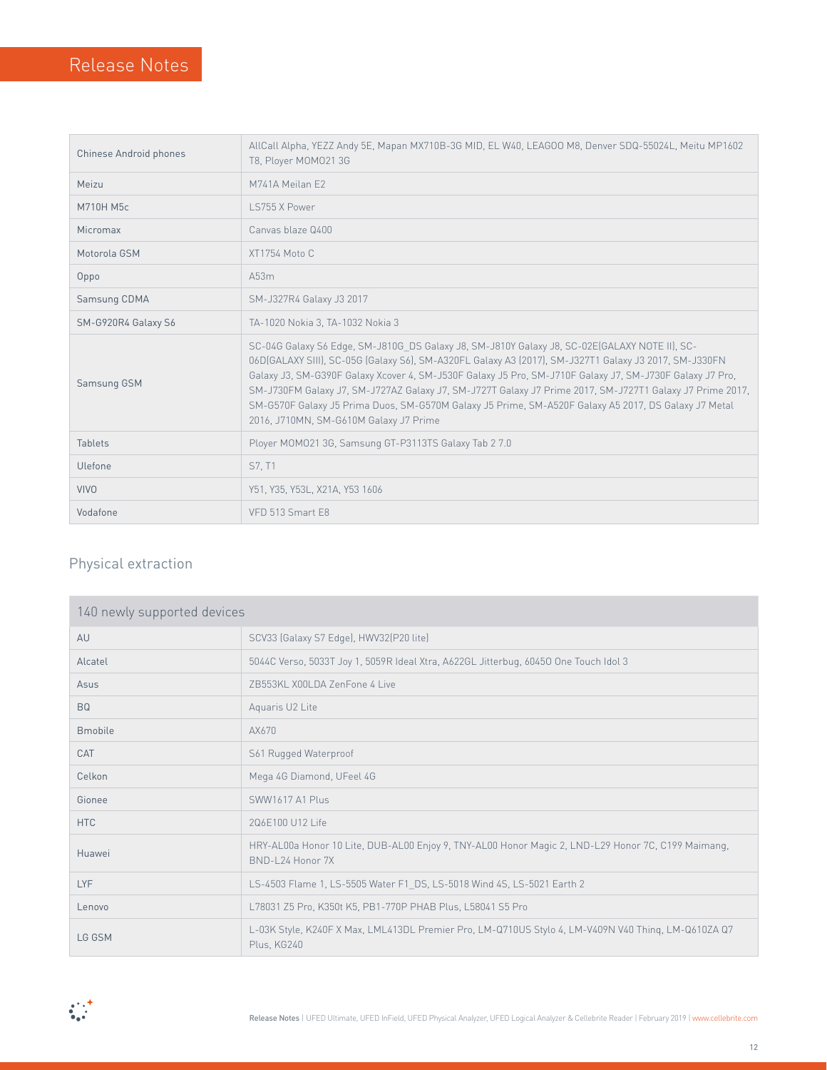| | |
|---|---|
| Chinese Android phones | AllCall Alpha, YEZZ Andy 5E, Mapan MX710B-3G MID, EL W40, LEAGOO M8, Denver SDQ-55024L, Meitu MP1602 T8, Ployer MOMO21 3G |
| Meizu | M741A Meilan E2 |
| M710H M5c | LS755 X Power |
| Micromax | Canvas blaze Q400 |
| Motorola GSM | XT1754 Moto C |
| Oppo | A53m |
| Samsung CDMA | SM-J327R4 Galaxy J3 2017 |
| SM-G920R4 Galaxy S6 | TA-1020 Nokia 3, TA-1032 Nokia 3 |
| Samsung GSM | SC-04G Galaxy S6 Edge, SM-J810G_DS Galaxy J8, SM-J810Y Galaxy J8, SC-02E(GALAXY NOTE II), SC-06D(GALAXY SIII), SC-05G (Galaxy S6), SM-A320FL Galaxy A3 (2017), SM-J327T1 Galaxy J3 2017, SM-J330FN Galaxy J3, SM-G390F Galaxy Xcover 4, SM-J530F Galaxy J5 Pro, SM-J710F Galaxy J7, SM-J730F Galaxy J7 Pro, SM-J730FM Galaxy J7, SM-J727AZ Galaxy J7, SM-J727T Galaxy J7 Prime 2017, SM-J727T1 Galaxy J7 Prime 2017, SM-G570F Galaxy J5 Prima Duos, SM-G570M Galaxy J5 Prime, SM-A520F Galaxy A5 2017, DS Galaxy J7 Metal 2016, J710MN, SM-G610M Galaxy J7 Prime |
| Tablets | Ployer MOMO21 3G, Samsung GT-P3113TS Galaxy Tab 2 7.0 |
| Ulefone | S7, T1 |
| VIVO | Y51, Y35, Y53L, X21A, Y53 1606 |
| Vodafone | VFD 513 Smart E8 |

## Physical extraction

| 140 newly supported devices | |
|---|---|
| AU | SCV33 (Galaxy S7 Edge), HWV32(P20 lite) |
| Alcatel | 5044C Verso, 5033T Joy 1, 5059R Ideal Xtra, A622GL Jitterbug, 6045O One Touch Idol 3 |
| Asus | ZB553KL X00LDA ZenFone 4 Live |
| BQ | Aquaris U2 Lite |
| Bmobile | AX670 |
| CAT | S61 Rugged Waterproof |
| Celkon | Mega 4G Diamond, UFeel 4G |
| Gionee | SWW1617 A1 Plus |
| HTC | 2Q6E100 U12 Life |
| Huawei | HRY-AL00a Honor 10 Lite, DUB-AL00 Enjoy 9, TNY-AL00 Honor Magic 2, LND-L29 Honor 7C, C199 Maimang, BND-L24 Honor 7X |
| LYF | LS-4503 Flame 1, LS-5505 Water F1_DS, LS-5018 Wind 4S, LS-5021 Earth 2 |
| Lenovo | L78031 Z5 Pro, K350t K5, PB1-770P PHAB Plus, L58041 S5 Pro |
| LG GSM | L-03K Style, K240F X Max, LML413DL Premier Pro, LM-Q710US Stylo 4, LM-V409N V40 Thinq, LM-Q610ZA Q7 Plus, KG240 |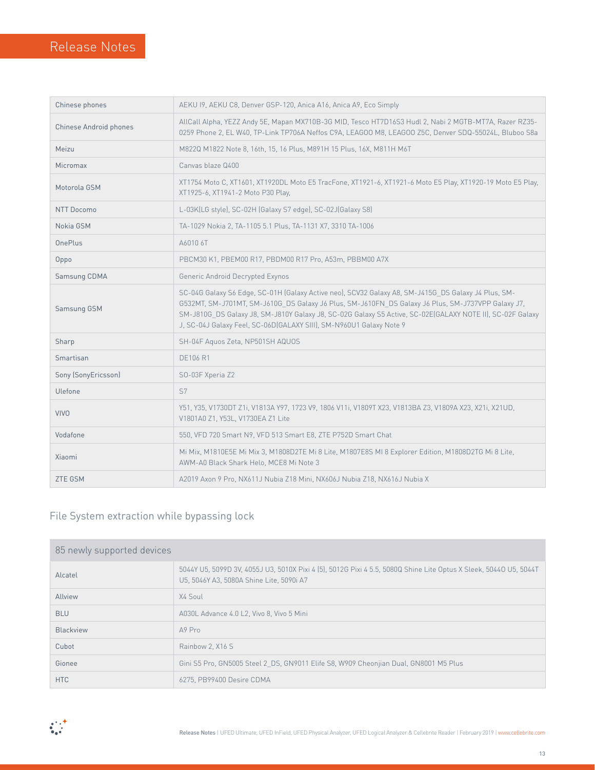| | |
|---|---|
| Chinese phones | AEKU I9, AEKU C8, Denver GSP-120, Anica A16, Anica A9, Eco Simply |
| Chinese Android phones | AllCall Alpha, YEZZ Andy 5E, Mapan MX710B-3G MID, Tesco HT7D16S3 Hudl 2, Nabi 2 MGTB-MT7A, Razer RZ35-0259 Phone 2, EL W40, TP-Link TP706A Neffos C9A, LEAGOO M8, LEAGOO Z5C, Denver SDQ-55024L, Bluboo S8a |
| Meizu | M822Q M1822 Note 8, 16th, 15, 16 Plus, M891H 15 Plus, 16X, M811H M6T |
| Micromax | Canvas blaze Q400 |
| Motorola GSM | XT1754 Moto C, XT1601, XT1920DL Moto E5 TracFone, XT1921-6, XT1921-6 Moto E5 Play, XT1920-19 Moto E5 Play, XT1925-6, XT1941-2 Moto P30 Play, |
| NTT Docomo | L-03K(LG style), SC-02H (Galaxy S7 edge), SC-02J(Galaxy S8) |
| Nokia GSM | TA-1029 Nokia 2, TA-1105 5.1 Plus, TA-1131 X7, 3310 TA-1006 |
| OnePlus | A6010 6T |
| Oppo | PBCM30 K1, PBEM00 R17, PBDM00 R17 Pro, A53m, PBBM00 A7X |
| Samsung CDMA | Generic Android Decrypted Exynos |
| Samsung GSM | SC-04G Galaxy S6 Edge, SC-01H (Galaxy Active neo), SCV32 Galaxy A8, SM-J415G_DS Galaxy J4 Plus, SM-G532MT, SM-J701MT, SM-J610G_DS Galaxy J6 Plus, SM-J610FN_DS Galaxy J6 Plus, SM-J737VPP Galaxy J7, SM-J810G_DS Galaxy J8, SM-J810Y Galaxy J8, SC-02G Galaxy S5 Active, SC-02E(GALAXY NOTE II), SC-02F Galaxy J, SC-04J Galaxy Feel, SC-06D(GALAXY SIII), SM-N960U1 Galaxy Note 9 |
| Sharp | SH-04F Aquos Zeta, NP501SH AQUOS |
| Smartisan | DE106 R1 |
| Sony (SonyEricsson) | SO-03F Xperia Z2 |
| Ulefone | S7 |
| VIVO | Y51, Y35, V1730DT Z1i, V1813A Y97, 1723 V9, 1806 V11i, V1809T X23, V1813BA Z3, V1809A X23, X21i, X21UD, V1801A0 Z1, Y53L, V1730EA Z1 Lite |
| Vodafone | 550, VFD 720 Smart N9, VFD 513 Smart E8, ZTE P752D Smart Chat |
| Xiaomi | Mi Mix, M1810E5E Mi Mix 3, M1808D2TE Mi 8 Lite, M1807E8S MI 8 Explorer Edition, M1808D2TG Mi 8 Lite, AWM-A0 Black Shark Helo, MCE8 Mi Note 3 |
| ZTE GSM | A2019 Axon 9 Pro, NX611J Nubia Z18 Mini, NX606J Nubia Z18, NX616J Nubia X |

## File System extraction while bypassing lock

| 85 newly supported devices | |
|---|---|
| Alcatel | 5044Y U5, 5099D 3V, 4055J U3, 5010X Pixi 4 (5), 5012G Pixi 4 5.5, 5080Q Shine Lite Optus X Sleek, 5044O U5, 5044T U5, 5046Y A3, 5080A Shine Lite, 5090i A7 |
| Allview | X4 Soul |
| BLU | A030L Advance 4.0 L2, Vivo 8, Vivo 5 Mini |
| Blackview | A9 Pro |
| Cubot | Rainbow 2, X16 S |
| Gionee | Gini S5 Pro, GN5005 Steel 2_DS, GN9011 Elife S8, W909 Cheonjian Dual, GN8001 M5 Plus |
| HTC | 6275, PB99400 Desire CDMA |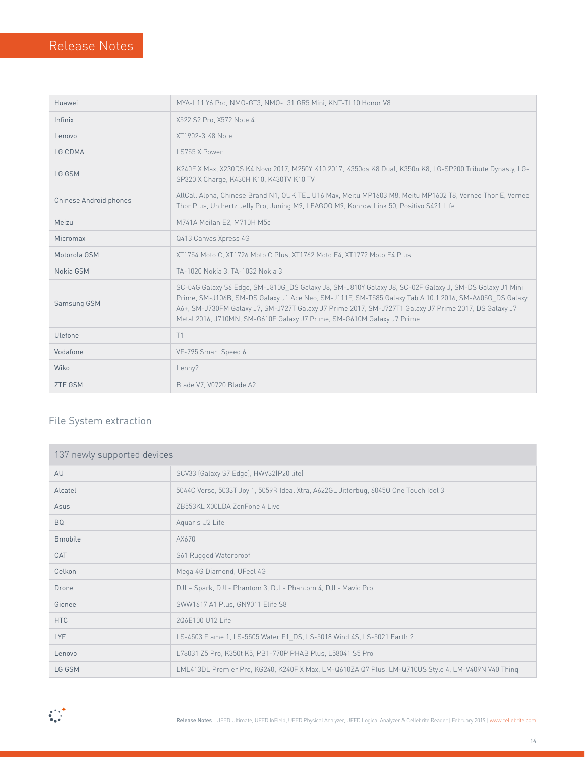| | |
|---|---|
| Huawei | MYA-L11 Y6 Pro, NMO-GT3, NMO-L31 GR5 Mini, KNT-TL10 Honor V8 |
| Infinix | X522 S2 Pro, X572 Note 4 |
| Lenovo | XT1902-3 K8 Note |
| LG CDMA | LS755 X Power |
| LG GSM | K240F X Max, X230DS K4 Novo 2017, M250Y K10 2017, K350ds K8 Dual, K350n K8, LG-SP200 Tribute Dynasty, LG-SP320 X Charge, K430H K10, K430TV K10 TV |
| Chinese Android phones | AllCall Alpha, Chinese Brand N1, OUKITEL U16 Max, Meitu MP1603 M8, Meitu MP1602 T8, Vernee Thor E, Vernee Thor Plus, Unihertz Jelly Pro, Juning M9, LEAGOO M9, Konrow Link 50, Positivo S421 Life |
| Meizu | M741A Meilan E2, M710H M5c |
| Micromax | Q413 Canvas Xpress 4G |
| Motorola GSM | XT1754 Moto C, XT1726 Moto C Plus, XT1762 Moto E4, XT1772 Moto E4 Plus |
| Nokia GSM | TA-1020 Nokia 3, TA-1032 Nokia 3 |
| Samsung GSM | SC-04G Galaxy S6 Edge, SM-J810G_DS Galaxy J8, SM-J810Y Galaxy J8, SC-02F Galaxy J, SM-DS Galaxy J1 Mini Prime, SM-J106B, SM-DS Galaxy J1 Ace Neo, SM-J111F, SM-T585 Galaxy Tab A 10.1 2016, SM-A605G_DS Galaxy A6+, SM-J730FM Galaxy J7, SM-J727T Galaxy J7 Prime 2017, SM-J727T1 Galaxy J7 Prime 2017, DS Galaxy J7 Metal 2016, J710MN, SM-G610F Galaxy J7 Prime, SM-G610M Galaxy J7 Prime |
| Ulefone | T1 |
| Vodafone | VF-795 Smart Speed 6 |
| Wiko | Lenny2 |
| ZTE GSM | Blade V7, V0720 Blade A2 |

## File System extraction

| 137 newly supported devices | |
|---|---|
| AU | SCV33 (Galaxy S7 Edge), HWV32(P20 lite) |
| Alcatel | 5044C Verso, 5033T Joy 1, 5059R Ideal Xtra, A622GL Jitterbug, 6045O One Touch Idol 3 |
| Asus | ZB553KL X00LDA ZenFone 4 Live |
| BQ | Aquaris U2 Lite |
| Bmobile | AX670 |
| CAT | S61 Rugged Waterproof |
| Celkon | Mega 4G Diamond, UFeel 4G |
| Drone | DJI – Spark, DJI - Phantom 3, DJI - Phantom 4, DJI - Mavic Pro |
| Gionee | SWW1617 A1 Plus, GN9011 Elife S8 |
| HTC | 2Q6E100 U12 Life |
| LYF | LS-4503 Flame 1, LS-5505 Water F1_DS, LS-5018 Wind 4S, LS-5021 Earth 2 |
| Lenovo | L78031 Z5 Pro, K350t K5, PB1-770P PHAB Plus, L58041 S5 Pro |
| LG GSM | LML413DL Premier Pro, KG240, K240F X Max, LM-Q610ZA Q7 Plus, LM-Q710US Stylo 4, LM-V409N V40 Thinq |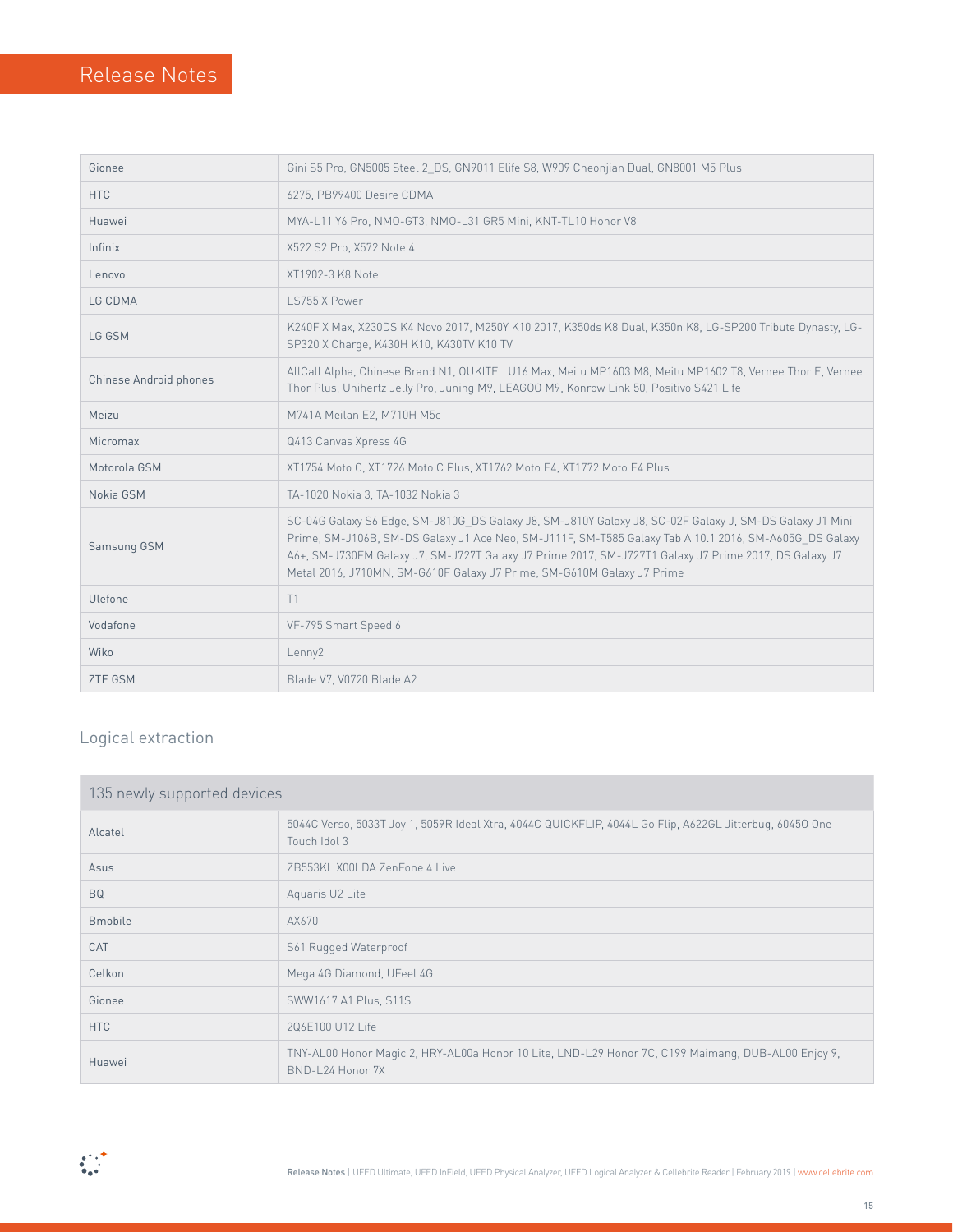| | |
|---|---|
| Gionee | Gini S5 Pro, GN5005 Steel 2_DS, GN9011 Elife S8, W909 Cheonjian Dual, GN8001 M5 Plus |
| HTC | 6275, PB99400 Desire CDMA |
| Huawei | MYA-L11 Y6 Pro, NMO-GT3, NMO-L31 GR5 Mini, KNT-TL10 Honor V8 |
| Infinix | X522 S2 Pro, X572 Note 4 |
| Lenovo | XT1902-3 K8 Note |
| LG CDMA | LS755 X Power |
| LG GSM | K240F X Max, X230DS K4 Novo 2017, M250Y K10 2017, K350ds K8 Dual, K350n K8, LG-SP200 Tribute Dynasty, LG-SP320 X Charge, K430H K10, K430TV K10 TV |
| Chinese Android phones | AllCall Alpha, Chinese Brand N1, OUKITEL U16 Max, Meitu MP1603 M8, Meitu MP1602 T8, Vernee Thor E, Vernee Thor Plus, Unihertz Jelly Pro, Juning M9, LEAGOO M9, Konrow Link 50, Positivo S421 Life |
| Meizu | M741A Meilan E2, M710H M5c |
| Micromax | Q413 Canvas Xpress 4G |
| Motorola GSM | XT1754 Moto C, XT1726 Moto C Plus, XT1762 Moto E4, XT1772 Moto E4 Plus |
| Nokia GSM | TA-1020 Nokia 3, TA-1032 Nokia 3 |
| Samsung GSM | SC-04G Galaxy S6 Edge, SM-J810G_DS Galaxy J8, SM-J810Y Galaxy J8, SC-02F Galaxy J, SM-DS Galaxy J1 Mini Prime, SM-J106B, SM-DS Galaxy J1 Ace Neo, SM-J111F, SM-T585 Galaxy Tab A 10.1 2016, SM-A605G_DS Galaxy A6+, SM-J730FM Galaxy J7, SM-J727T Galaxy J7 Prime 2017, SM-J727T1 Galaxy J7 Prime 2017, DS Galaxy J7 Metal 2016, J710MN, SM-G610F Galaxy J7 Prime, SM-G610M Galaxy J7 Prime |
| Ulefone | T1 |
| Vodafone | VF-795 Smart Speed 6 |
| Wiko | Lenny2 |
| ZTE GSM | Blade V7, V0720 Blade A2 |

## Logical extraction

| 135 newly supported devices | |
|---|---|
| Alcatel | 5044C Verso, 5033T Joy 1, 5059R Ideal Xtra, 4044C QUICKFLIP, 4044L Go Flip, A622GL Jitterbug, 6045O One Touch Idol 3 |
| Asus | ZB553KL X00LDA ZenFone 4 Live |
| BQ | Aquaris U2 Lite |
| Bmobile | AX670 |
| CAT | S61 Rugged Waterproof |
| Celkon | Mega 4G Diamond, UFeel 4G |
| Gionee | SWW1617 A1 Plus, S11S |
| HTC | 2Q6E100 U12 Life |
| Huawei | TNY-AL00 Honor Magic 2, HRY-AL00a Honor 10 Lite, LND-L29 Honor 7C, C199 Maimang, DUB-AL00 Enjoy 9, BND-L24 Honor 7X |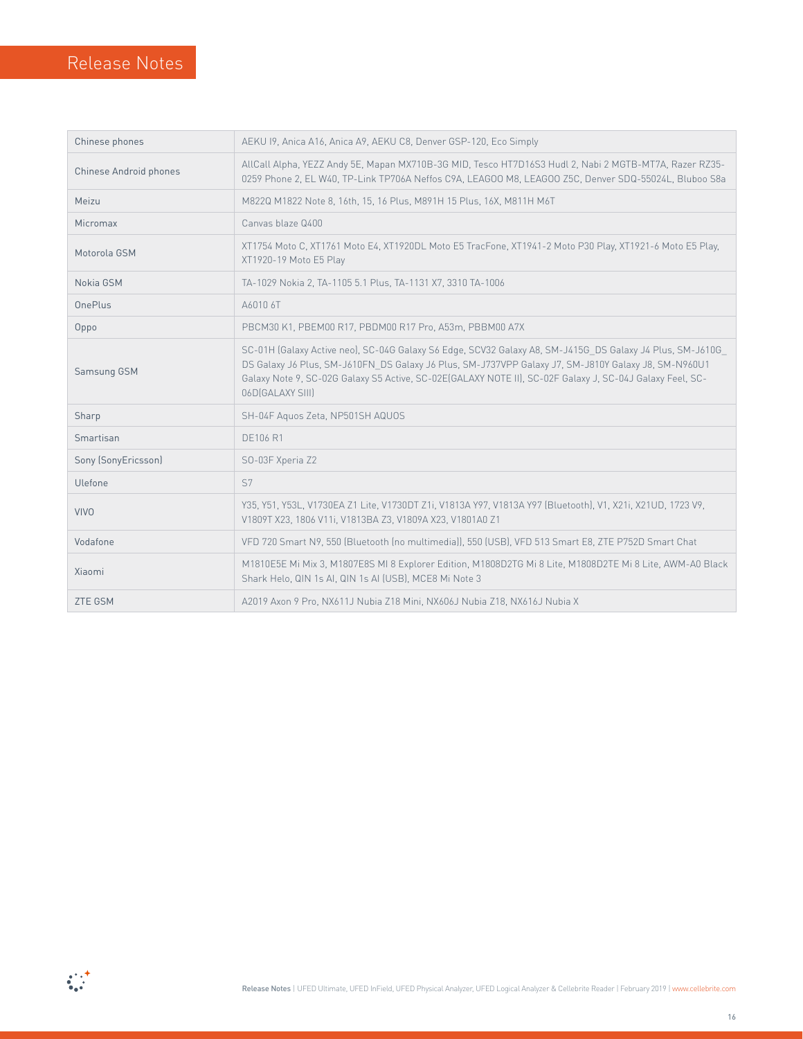| Chinese phones | AEKU I9, Anica A16, Anica A9, AEKU C8, Denver GSP-120, Eco Simply |
|---|---|
| Chinese Android phones | AllCall Alpha, YEZZ Andy 5E, Mapan MX710B-3G MID, Tesco HT7D16S3 Hudl 2, Nabi 2 MGTB-MT7A, Razer RZ35-0259 Phone 2, EL W40, TP-Link TP706A Neffos C9A, LEAGOO M8, LEAGOO Z5C, Denver SDQ-55024L, Bluboo S8a |
| Meizu | M822Q M1822 Note 8, 16th, 15, 16 Plus, M891H 15 Plus, 16X, M811H M6T |
| Micromax | Canvas blaze Q400 |
| Motorola GSM | XT1754 Moto C, XT1761 Moto E4, XT1920DL Moto E5 TracFone, XT1941-2 Moto P30 Play, XT1921-6 Moto E5 Play, XT1920-19 Moto E5 Play |
| Nokia GSM | TA-1029 Nokia 2, TA-1105 5.1 Plus, TA-1131 X7, 3310 TA-1006 |
| OnePlus | A6010 6T |
| Oppo | PBCM30 K1, PBEM00 R17, PBDM00 R17 Pro, A53m, PBBM00 A7X |
| Samsung GSM | SC-01H (Galaxy Active neo), SC-04G Galaxy S6 Edge, SCV32 Galaxy A8, SM-J415G_DS Galaxy J4 Plus, SM-J610G_DS Galaxy J6 Plus, SM-J610FN_DS Galaxy J6 Plus, SM-J737VPP Galaxy J7, SM-J810Y Galaxy J8, SM-N960U1 Galaxy Note 9, SC-02G Galaxy S5 Active, SC-02E(GALAXY NOTE II), SC-02F Galaxy J, SC-04J Galaxy Feel, SC-06D(GALAXY SIII) |
| Sharp | SH-04F Aquos Zeta, NP501SH AQUOS |
| Smartisan | DE106 R1 |
| Sony (SonyEricsson) | SO-03F Xperia Z2 |
| Ulefone | S7 |
| VIVO | Y35, Y51, Y53L, V1730EA Z1 Lite, V1730DT Z1i, V1813A Y97, V1813A Y97 (Bluetooth), V1, X21i, X21UD, 1723 V9, V1809T X23, 1806 V11i, V1813BA Z3, V1809A X23, V1801A0 Z1 |
| Vodafone | VFD 720 Smart N9, 550 (Bluetooth (no multimedia)), 550 (USB), VFD 513 Smart E8, ZTE P752D Smart Chat |
| Xiaomi | M1810E5E Mi Mix 3, M1807E8S MI 8 Explorer Edition, M1808D2TG Mi 8 Lite, M1808D2TE Mi 8 Lite, AWM-A0 Black Shark Helo, QIN 1s AI, QIN 1s AI (USB), MCE8 Mi Note 3 |
| ZTE GSM | A2019 Axon 9 Pro, NX611J Nubia Z18 Mini, NX606J Nubia Z18, NX616J Nubia X |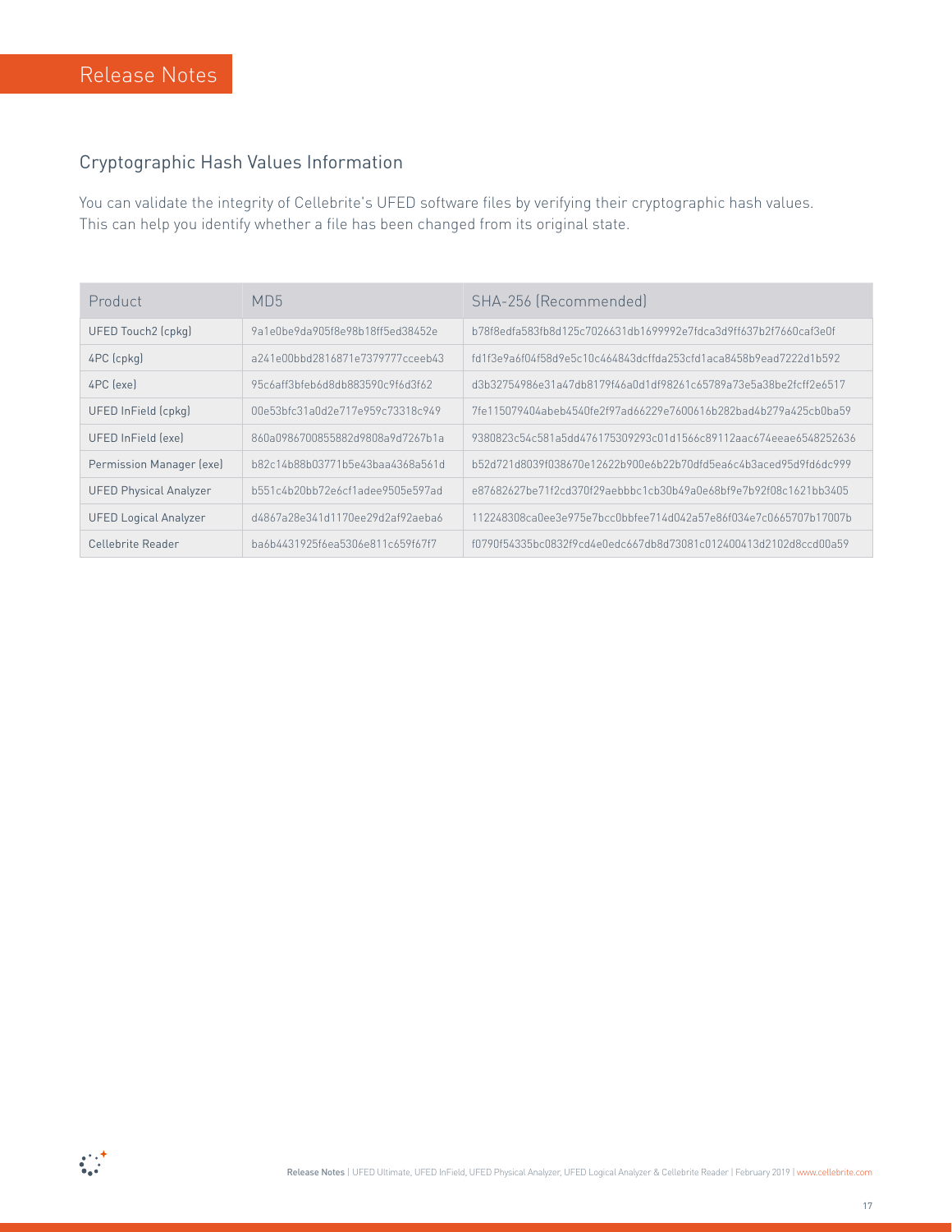## Cryptographic Hash Values Information

You can validate the integrity of Cellebrite's UFED software files by verifying their cryptographic hash values. This can help you identify whether a file has been changed from its original state.

| Product | MD5 | SHA-256 (Recommended) |
| --- | --- | --- |
| UFED Touch2 (cpkg) | 9a1e0be9da905f8e98b18ff5ed38452e | b78f8edfa583fb8d125c7026631db1699992e7fdca3d9ff637b2f7660caf3e0f |
| 4PC (cpkg) | a241e00bbd2816871e7379777cceeb43 | fd1f3e9a6f04f58d9e5c10c464843dcffda253cfd1aca8458b9ead7222d1b592 |
| 4PC (exe) | 95c6aff3bfeb6d8db883590c9f6d3f62 | d3b32754986e31a47db8179f46a0d1df98261c65789a73e5a38be2fcff2e6517 |
| UFED InField (cpkg) | 00e53bfc31a0d2e717e959c73318c949 | 7fe115079404abeb4540fe2f97ad66229e7600616b282bad4b279a425cb0ba59 |
| UFED InField (exe) | 860a0986700855882d9808a9d7267b1a | 9380823c54c581a5dd476175309293c01d1566c89112aac674eeae6548252636 |
| Permission Manager (exe) | b82c14b88b03771b5e43baa4368a561d | b52d721d8039f038670e12622b900e6b22b70dfd5ea6c4b3aced95d9fd6dc999 |
| UFED Physical Analyzer | b551c4b20bb72e6cf1adee9505e597ad | e87682627be71f2cd370f29aebbbc1cb30b49a0e68bf9e7b92f08c1621bb3405 |
| UFED Logical Analyzer | d4867a28e341d1170ee29d2af92aeba6 | 112248308ca0ee3e975e7bcc0bbfee714d042a57e86f034e7c0665707b17007b |
| Cellebrite Reader | ba6b4431925f6ea5306e811c659f67f7 | f0790f54335bc0832f9cd4e0edc667db8d73081c012400413d2102d8ccd00a59 |